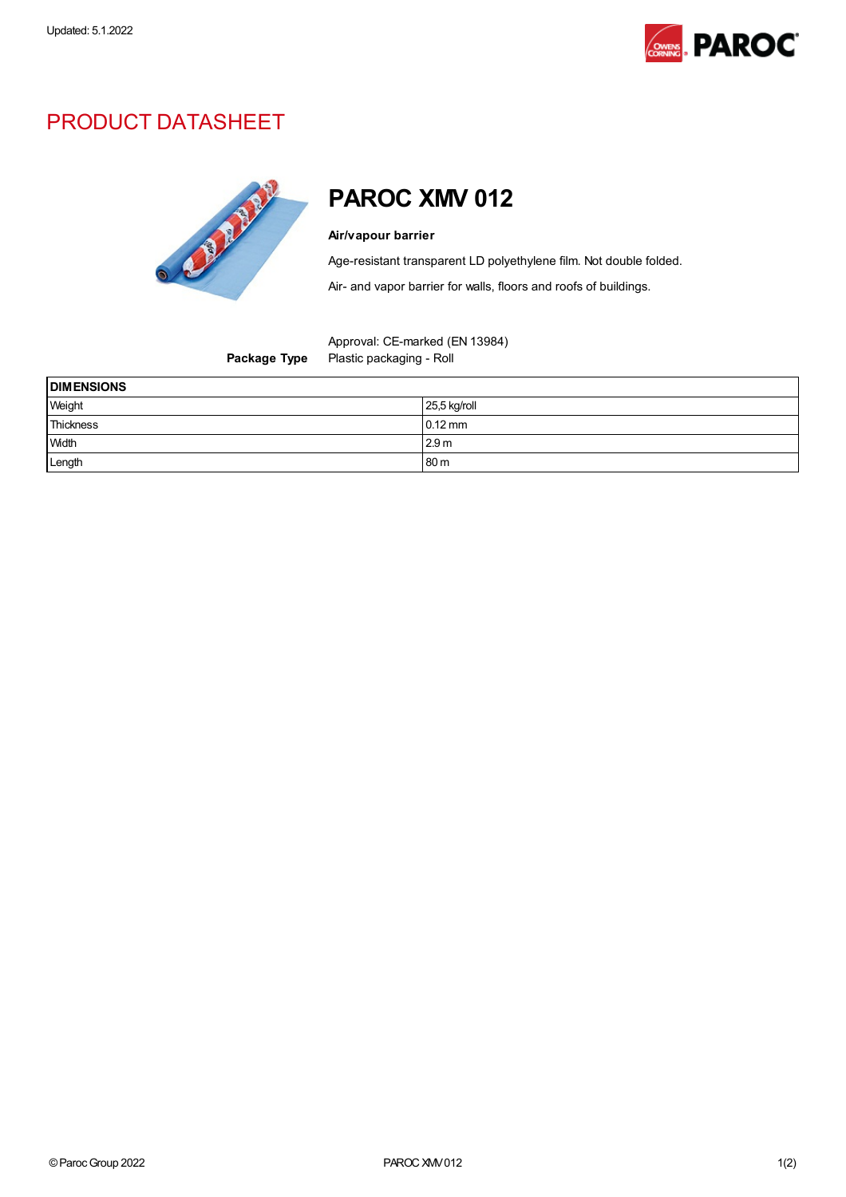Updated: 5.1.2022

# PRODUCT DATASHEET

## PAROC XMV 012

**Air/vapour barrier**

Age-resistant transparent LD polyethylene film. Not double folded.

Air- and vapor barrier for walls, floors and roofs of buildings.

Approval: CE-marked (EN 13984)

**Package Type** Plastic packaging - Roll

| DIMENSIONS | |
|---|---|
| Weight | 25,5 kg/roll |
| Thickness | 0.12 mm |
| Width | 2.9 m |
| Length | 80 m |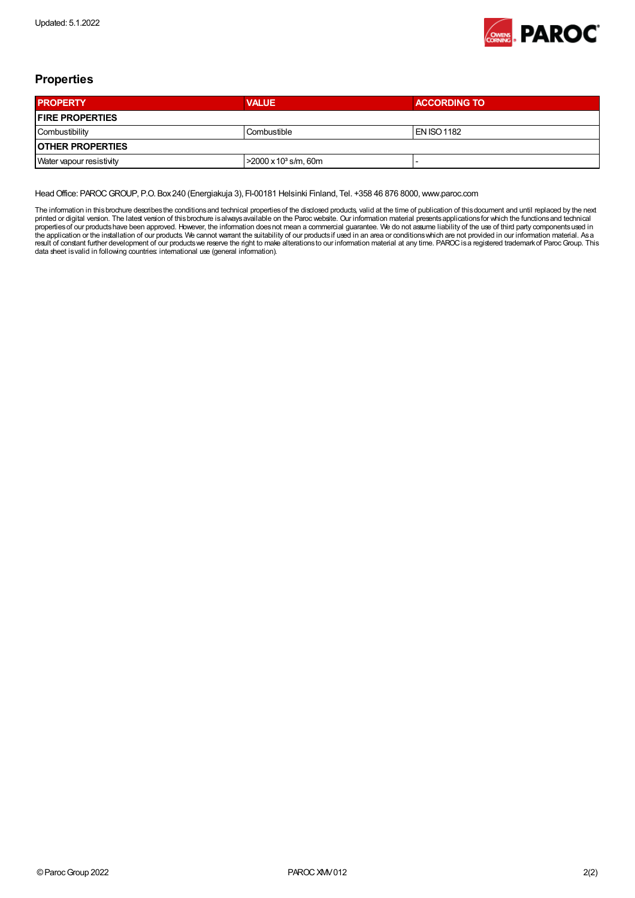Updated: 5.1.2022

## Properties

| PROPERTY | VALUE | ACCORDING TO |
|---|---|---|
| **FIRE PROPERTIES** | | |
| Combustibility | Combustible | EN ISO 1182 |
| **OTHER PROPERTIES** | | |
| Water vapour resistivity | >2000 x $10^3$ s/m, 60m | - |

Head Office: PAROC GROUP, P.O. Box 240 (Energiakuja 3), FI-00181 Helsinki Finland, Tel. +358 46 876 8000, www.paroc.com

The information in this brochure describes the conditions and technical properties of the disclosed products, valid at the time of publication of this document and until replaced by the next printed or digital version. The latest version of this brochure is always available on the Paroc website. Our information material presents applications for which the functions and technical properties of our products have been approved. However, the information does not mean a commercial guarantee. We do not assume liability of the use of third party components used in the application or the installation of our products. We cannot warrant the suitability of our products if used in an area or conditions which are not provided in our information material. As a result of constant further development of our products we reserve the right to make alterations to our information material at any time. PAROC is a registered trademark of Paroc Group. This data sheet is valid in following countries: international use (general information).

© Paroc Group 2022 PAROC XMV 012